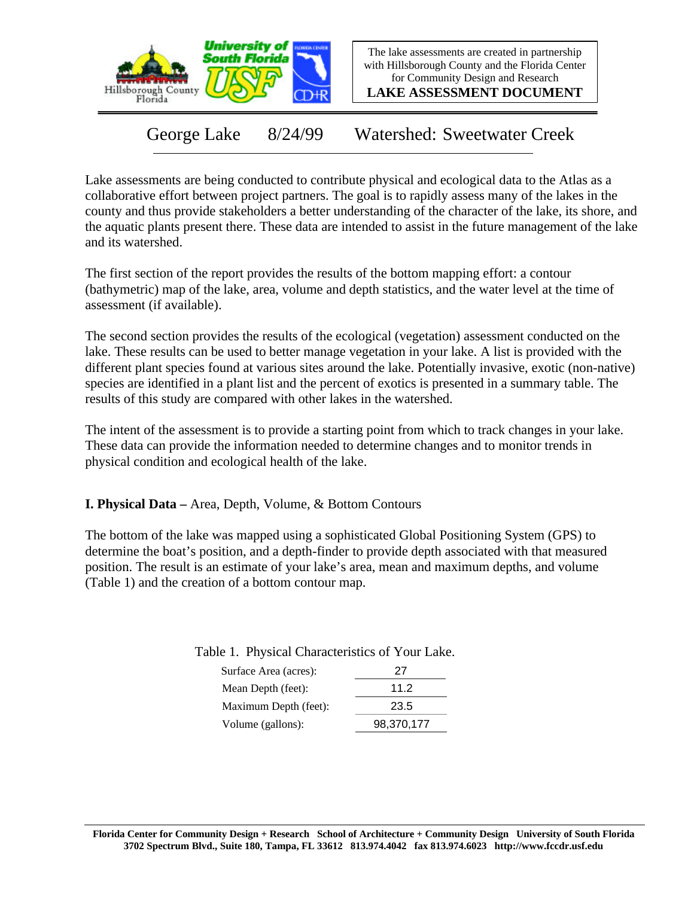The lake assessments are created in partnership with Hillsborough County and the Florida Center for Community Design and Research

**LAKE ASSESSMENT DOCUMENT**

# George Lake 8/24/99 Watershed: Sweetwater Creek

Lake assessments are being conducted to contribute physical and ecological data to the Atlas as a collaborative effort between project partners. The goal is to rapidly assess many of the lakes in the county and thus provide stakeholders a better understanding of the character of the lake, its shore, and the aquatic plants present there. These data are intended to assist in the future management of the lake and its watershed.

The first section of the report provides the results of the bottom mapping effort: a contour (bathymetric) map of the lake, area, volume and depth statistics, and the water level at the time of assessment (if available).

The second section provides the results of the ecological (vegetation) assessment conducted on the lake. These results can be used to better manage vegetation in your lake. A list is provided with the different plant species found at various sites around the lake. Potentially invasive, exotic (non-native) species are identified in a plant list and the percent of exotics is presented in a summary table. The results of this study are compared with other lakes in the watershed.

The intent of the assessment is to provide a starting point from which to track changes in your lake. These data can provide the information needed to determine changes and to monitor trends in physical condition and ecological health of the lake.

## I. Physical Data – Area, Depth, Volume, & Bottom Contours

The bottom of the lake was mapped using a sophisticated Global Positioning System (GPS) to determine the boat's position, and a depth-finder to provide depth associated with that measured position. The result is an estimate of your lake's area, mean and maximum depths, and volume (Table 1) and the creation of a bottom contour map.

Table 1. Physical Characteristics of Your Lake.

| | |
|---|---|
| Surface Area (acres): | 27 |
| Mean Depth (feet): | 11.2 |
| Maximum Depth (feet): | 23.5 |
| Volume (gallons): | 98,370,177 |

**Florida Center for Community Design + Research School of Architecture + Community Design University of South Florida 3702 Spectrum Blvd., Suite 180, Tampa, FL 33612 813.974.4042 fax 813.974.6023 http://www.fccdr.usf.edu**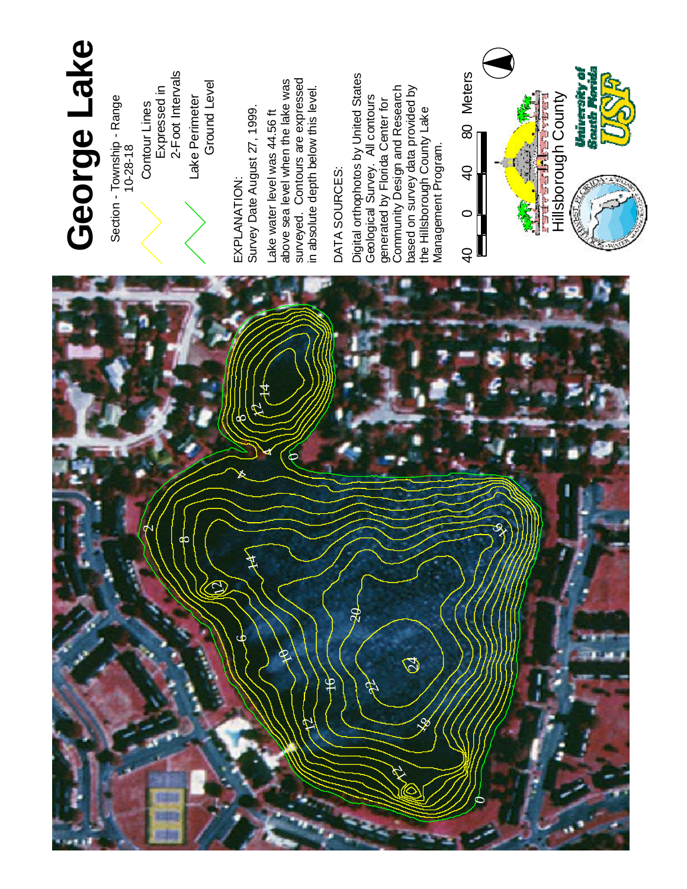# George Lake

Section - Township - Range
10-28-18

Contour Lines
Expressed in
2-Foot Intervals

Lake Perimeter
Ground Level

EXPLANATION:
Survey Date August 27, 1999.

Lake water level was 44.56 ft above sea level when the lake was surveyed. Contours are expressed in absolute depth below this level.

DATA SOURCES:

Digital orthophotos by United States Geological Survey. All contours generated by Florida Center for Community Design and Research based on survey data provided by the Hillsborough County Lake Management Program.

40 0 40 80 Meters

Hillsborough County

University of South Florida
USF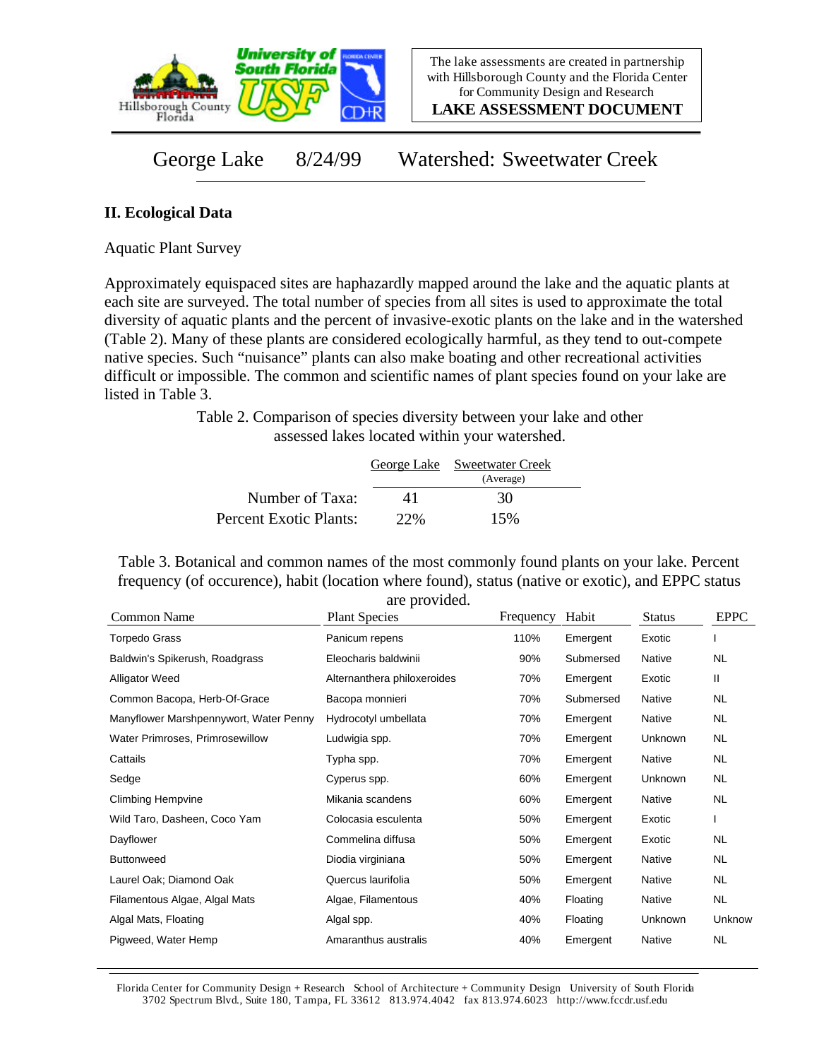The lake assessments are created in partnership with Hillsborough County and the Florida Center for Community Design and Research

**LAKE ASSESSMENT DOCUMENT**

# George Lake 8/24/99 Watershed: Sweetwater Creek

## II. Ecological Data

Aquatic Plant Survey

Approximately equispaced sites are haphazardly mapped around the lake and the aquatic plants at each site are surveyed. The total number of species from all sites is used to approximate the total diversity of aquatic plants and the percent of invasive-exotic plants on the lake and in the watershed (Table 2). Many of these plants are considered ecologically harmful, as they tend to out-compete native species. Such "nuisance" plants can also make boating and other recreational activities difficult or impossible. The common and scientific names of plant species found on your lake are listed in Table 3.

Table 2. Comparison of species diversity between your lake and other assessed lakes located within your watershed.

| | George Lake | Sweetwater Creek (Average) |
|---|---|---|
| Number of Taxa: | 41 | 30 |
| Percent Exotic Plants: | 22% | 15% |

Table 3. Botanical and common names of the most commonly found plants on your lake. Percent frequency (of occurence), habit (location where found), status (native or exotic), and EPPC status are provided.

| Common Name | Plant Species | Frequency | Habit | Status | EPPC |
|---|---|---|---|---|---|
| Torpedo Grass | Panicum repens | 110% | Emergent | Exotic | I |
| Baldwin's Spikerush, Roadgrass | Eleocharis baldwinii | 90% | Submersed | Native | NL |
| Alligator Weed | Alternanthera philoxeroides | 70% | Emergent | Exotic | II |
| Common Bacopa, Herb-Of-Grace | Bacopa monnieri | 70% | Submersed | Native | NL |
| Manyflower Marshpennywort, Water Penny | Hydrocotyl umbellata | 70% | Emergent | Native | NL |
| Water Primroses, Primrosewillow | Ludwigia spp. | 70% | Emergent | Unknown | NL |
| Cattails | Typha spp. | 70% | Emergent | Native | NL |
| Sedge | Cyperus spp. | 60% | Emergent | Unknown | NL |
| Climbing Hempvine | Mikania scandens | 60% | Emergent | Native | NL |
| Wild Taro, Dasheen, Coco Yam | Colocasia esculenta | 50% | Emergent | Exotic | I |
| Dayflower | Commelina diffusa | 50% | Emergent | Exotic | NL |
| Buttonweed | Diodia virginiana | 50% | Emergent | Native | NL |
| Laurel Oak; Diamond Oak | Quercus laurifolia | 50% | Emergent | Native | NL |
| Filamentous Algae, Algal Mats | Algae, Filamentous | 40% | Floating | Native | NL |
| Algal Mats, Floating | Algal spp. | 40% | Floating | Unknown | Unknow |
| Pigweed, Water Hemp | Amaranthus australis | 40% | Emergent | Native | NL |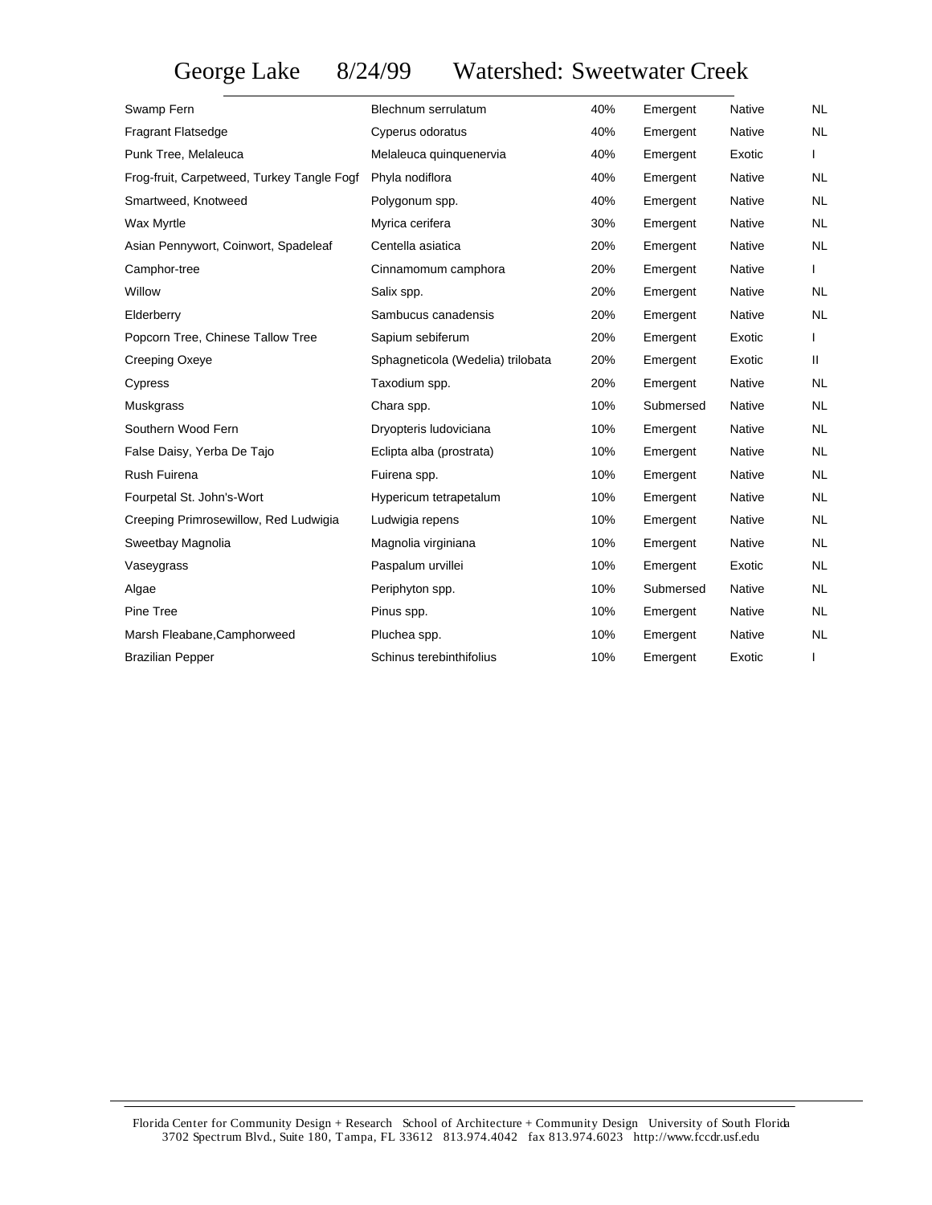# George Lake 8/24/99 Watershed: Sweetwater Creek

| | | | | | |
|---|---|---|---|---|---|
| Swamp Fern | Blechnum serrulatum | 40% | Emergent | Native | NL |
| Fragrant Flatsedge | Cyperus odoratus | 40% | Emergent | Native | NL |
| Punk Tree, Melaleuca | Melaleuca quinquenervia | 40% | Emergent | Exotic | I |
| Frog-fruit, Carpetweed, Turkey Tangle Fogf | Phyla nodiflora | 40% | Emergent | Native | NL |
| Smartweed, Knotweed | Polygonum spp. | 40% | Emergent | Native | NL |
| Wax Myrtle | Myrica cerifera | 30% | Emergent | Native | NL |
| Asian Pennywort, Coinwort, Spadeleaf | Centella asiatica | 20% | Emergent | Native | NL |
| Camphor-tree | Cinnamomum camphora | 20% | Emergent | Native | I |
| Willow | Salix spp. | 20% | Emergent | Native | NL |
| Elderberry | Sambucus canadensis | 20% | Emergent | Native | NL |
| Popcorn Tree, Chinese Tallow Tree | Sapium sebiferum | 20% | Emergent | Exotic | I |
| Creeping Oxeye | Sphagneticola (Wedelia) trilobata | 20% | Emergent | Exotic | II |
| Cypress | Taxodium spp. | 20% | Emergent | Native | NL |
| Muskgrass | Chara spp. | 10% | Submersed | Native | NL |
| Southern Wood Fern | Dryopteris ludoviciana | 10% | Emergent | Native | NL |
| False Daisy, Yerba De Tajo | Eclipta alba (prostrata) | 10% | Emergent | Native | NL |
| Rush Fuirena | Fuirena spp. | 10% | Emergent | Native | NL |
| Fourpetal St. John's-Wort | Hypericum tetrapetalum | 10% | Emergent | Native | NL |
| Creeping Primrosewillow, Red Ludwigia | Ludwigia repens | 10% | Emergent | Native | NL |
| Sweetbay Magnolia | Magnolia virginiana | 10% | Emergent | Native | NL |
| Vaseygrass | Paspalum urvillei | 10% | Emergent | Exotic | NL |
| Algae | Periphyton spp. | 10% | Submersed | Native | NL |
| Pine Tree | Pinus spp. | 10% | Emergent | Native | NL |
| Marsh Fleabane,Camphorweed | Pluchea spp. | 10% | Emergent | Native | NL |
| Brazilian Pepper | Schinus terebinthifolius | 10% | Emergent | Exotic | I |

Florida Center for Community Design + Research School of Architecture + Community Design University of South Florida
3702 Spectrum Blvd., Suite 180, Tampa, FL 33612 813.974.4042 fax 813.974.6023 http://www.fccdr.usf.edu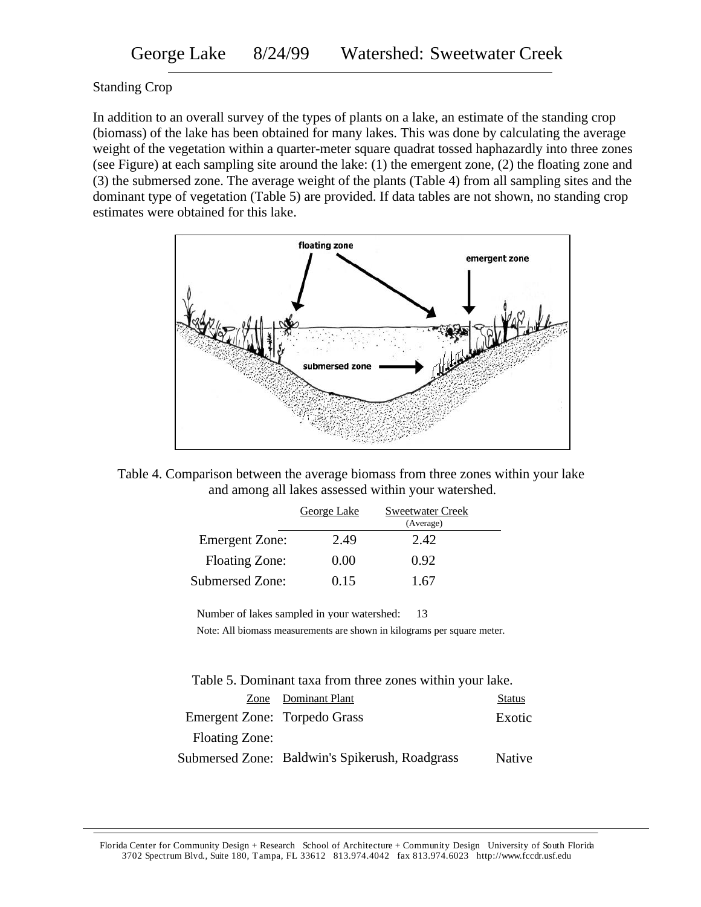George Lake 8/24/99 Watershed: Sweetwater Creek

Standing Crop

In addition to an overall survey of the types of plants on a lake, an estimate of the standing crop (biomass) of the lake has been obtained for many lakes. This was done by calculating the average weight of the vegetation within a quarter-meter square quadrat tossed haphazardly into three zones (see Figure) at each sampling site around the lake: (1) the emergent zone, (2) the floating zone and (3) the submersed zone. The average weight of the plants (Table 4) from all sampling sites and the dominant type of vegetation (Table 5) are provided. If data tables are not shown, no standing crop estimates were obtained for this lake.

floating zone

emergent zone

submersed zone

Table 4. Comparison between the average biomass from three zones within your lake and among all lakes assessed within your watershed.

| | George Lake | Sweetwater Creek (Average) |
|---|---|---|
| Emergent Zone: | 2.49 | 2.42 |
| Floating Zone: | 0.00 | 0.92 |
| Submersed Zone: | 0.15 | 1.67 |

Number of lakes sampled in your watershed: 13

Note: All biomass measurements are shown in kilograms per square meter.

Table 5. Dominant taxa from three zones within your lake.

| Zone | Dominant Plant | Status |
|---|---|---|
| Emergent Zone: | Torpedo Grass | Exotic |
| Floating Zone: | | |
| Submersed Zone: | Baldwin's Spikerush, Roadgrass | Native |